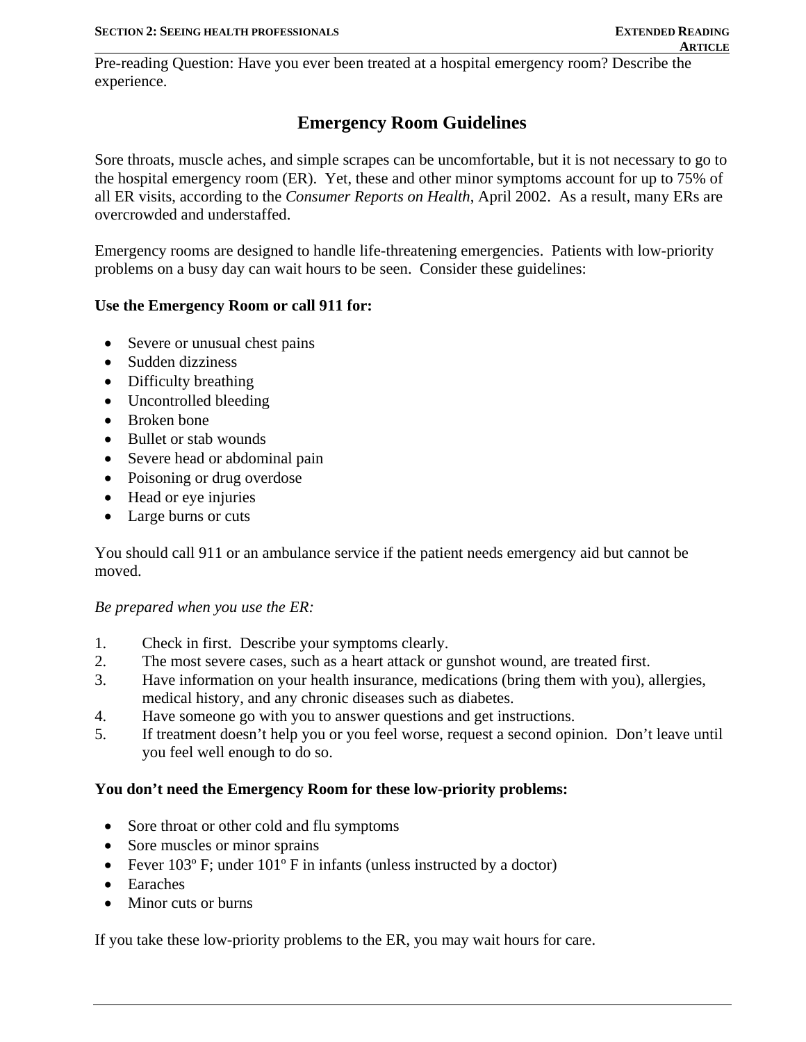Pre-reading Question: Have you ever been treated at a hospital emergency room? Describe the experience.

# Emergency Room Guidelines

Sore throats, muscle aches, and simple scrapes can be uncomfortable, but it is not necessary to go to the hospital emergency room (ER). Yet, these and other minor symptoms account for up to 75% of all ER visits, according to the *Consumer Reports on Health*, April 2002. As a result, many ERs are overcrowded and understaffed.

Emergency rooms are designed to handle life-threatening emergencies. Patients with low-priority problems on a busy day can wait hours to be seen. Consider these guidelines:

**Use the Emergency Room or call 911 for:**

- Severe or unusual chest pains
- Sudden dizziness
- Difficulty breathing
- Uncontrolled bleeding
- Broken bone
- Bullet or stab wounds
- Severe head or abdominal pain
- Poisoning or drug overdose
- Head or eye injuries
- Large burns or cuts

You should call 911 or an ambulance service if the patient needs emergency aid but cannot be moved.

*Be prepared when you use the ER:*

1. Check in first. Describe your symptoms clearly.
2. The most severe cases, such as a heart attack or gunshot wound, are treated first.
3. Have information on your health insurance, medications (bring them with you), allergies, medical history, and any chronic diseases such as diabetes.
4. Have someone go with you to answer questions and get instructions.
5. If treatment doesn't help you or you feel worse, request a second opinion. Don't leave until you feel well enough to do so.

**You don't need the Emergency Room for these low-priority problems:**

- Sore throat or other cold and flu symptoms
- Sore muscles or minor sprains
- Fever 103º F; under 101º F in infants (unless instructed by a doctor)
- Earaches
- Minor cuts or burns

If you take these low-priority problems to the ER, you may wait hours for care.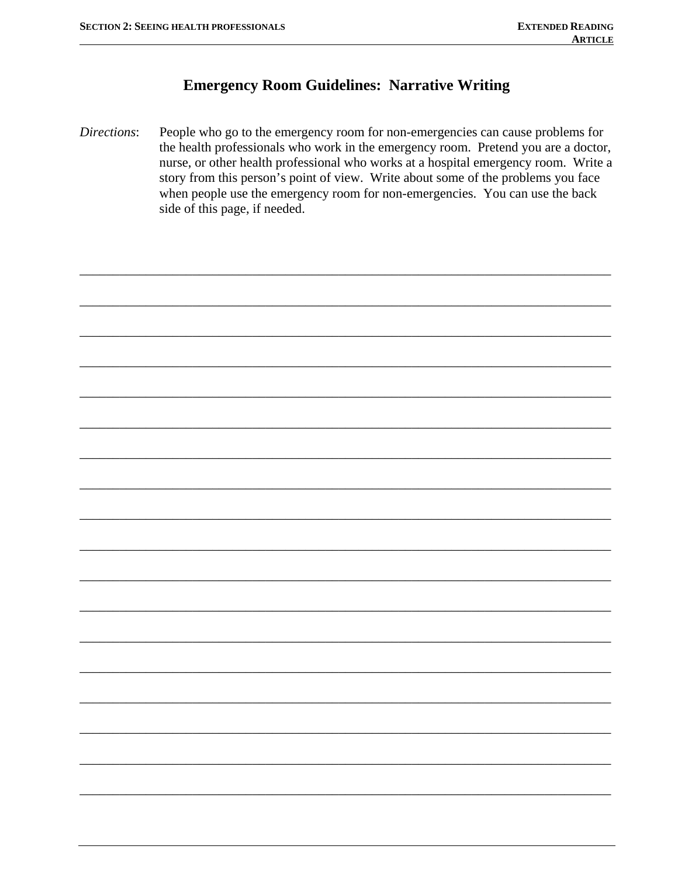# Emergency Room Guidelines: Narrative Writing

*Directions*: People who go to the emergency room for non-emergencies can cause problems for the health professionals who work in the emergency room. Pretend you are a doctor, nurse, or other health professional who works at a hospital emergency room. Write a story from this person's point of view. Write about some of the problems you face when people use the emergency room for non-emergencies. You can use the back side of this page, if needed.

______________________________________________________________________________

______________________________________________________________________________

______________________________________________________________________________

______________________________________________________________________________

______________________________________________________________________________

______________________________________________________________________________

______________________________________________________________________________

______________________________________________________________________________

______________________________________________________________________________

______________________________________________________________________________

______________________________________________________________________________

______________________________________________________________________________

______________________________________________________________________________

______________________________________________________________________________

______________________________________________________________________________

______________________________________________________________________________

______________________________________________________________________________

______________________________________________________________________________